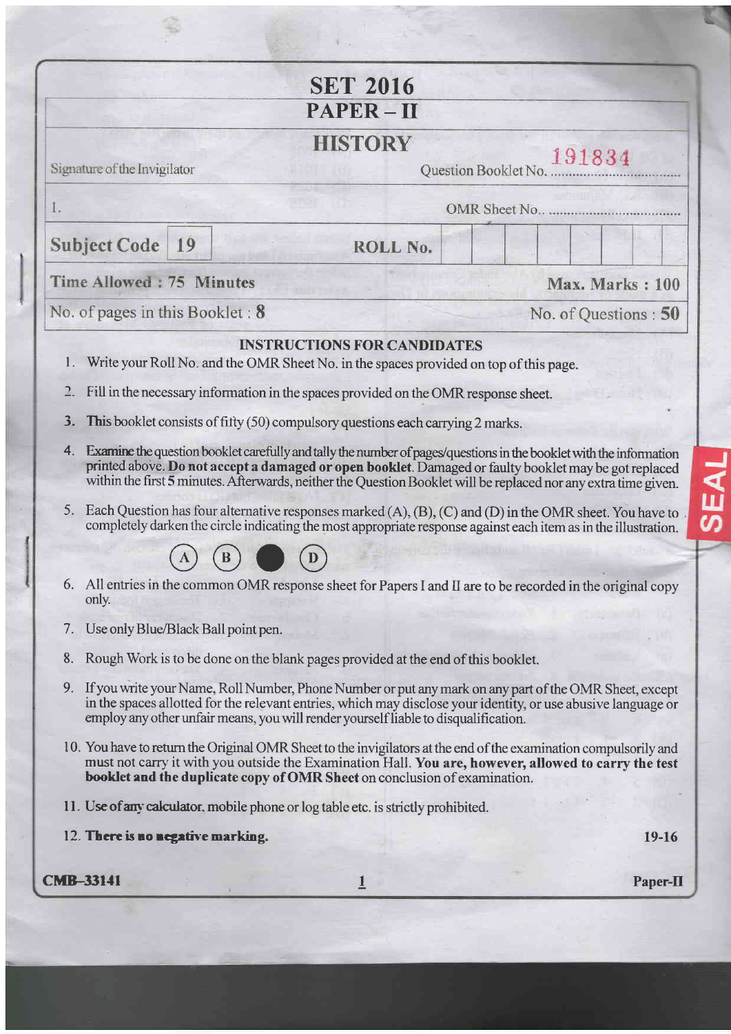# SET 2016

## PAPER – II

## HISTORY

Signature of the Invigilator

Question Booklet No. 191834

1. 

OMR Sheet No. ..................................

| Subject Code | 19 | ROLL No. | | | | | | | | |
|---|---|---|---|---|---|---|---|---|---|---|

**Time Allowed : 75 Minutes** — **Max. Marks : 100**

No. of pages in this Booklet : **8** — No. of Questions : **50**

### INSTRUCTIONS FOR CANDIDATES

1. Write your Roll No. and the OMR Sheet No. in the spaces provided on top of this page.
2. Fill in the necessary information in the spaces provided on the OMR response sheet.
3. This booklet consists of fifty (50) compulsory questions each carrying 2 marks.
4. Examine the question booklet carefully and tally the number of pages/questions in the booklet with the information printed above. **Do not accept a damaged or open booklet**. Damaged or faulty booklet may be got replaced within the first 5 minutes. Afterwards, neither the Question Booklet will be replaced nor any extra time given.
5. Each Question has four alternative responses marked (A), (B), (C) and (D) in the OMR sheet. You have to completely darken the circle indicating the most appropriate response against each item as in the illustration.

   (A) (B) ● (D)

6. All entries in the common OMR response sheet for Papers I and II are to be recorded in the original copy only.
7. Use only Blue/Black Ball point pen.
8. Rough Work is to be done on the blank pages provided at the end of this booklet.
9. If you write your Name, Roll Number, Phone Number or put any mark on any part of the OMR Sheet, except in the spaces allotted for the relevant entries, which may disclose your identity, or use abusive language or employ any other unfair means, you will render yourself liable to disqualification.
10. You have to return the Original OMR Sheet to the invigilators at the end of the examination compulsorily and must not carry it with you outside the Examination Hall. **You are, however, allowed to carry the test booklet and the duplicate copy of OMR Sheet** on conclusion of examination.
11. Use of any calculator, mobile phone or log table etc. is strictly prohibited.
12. **There is no negative marking.**

19-16

CMB-33141

Paper-II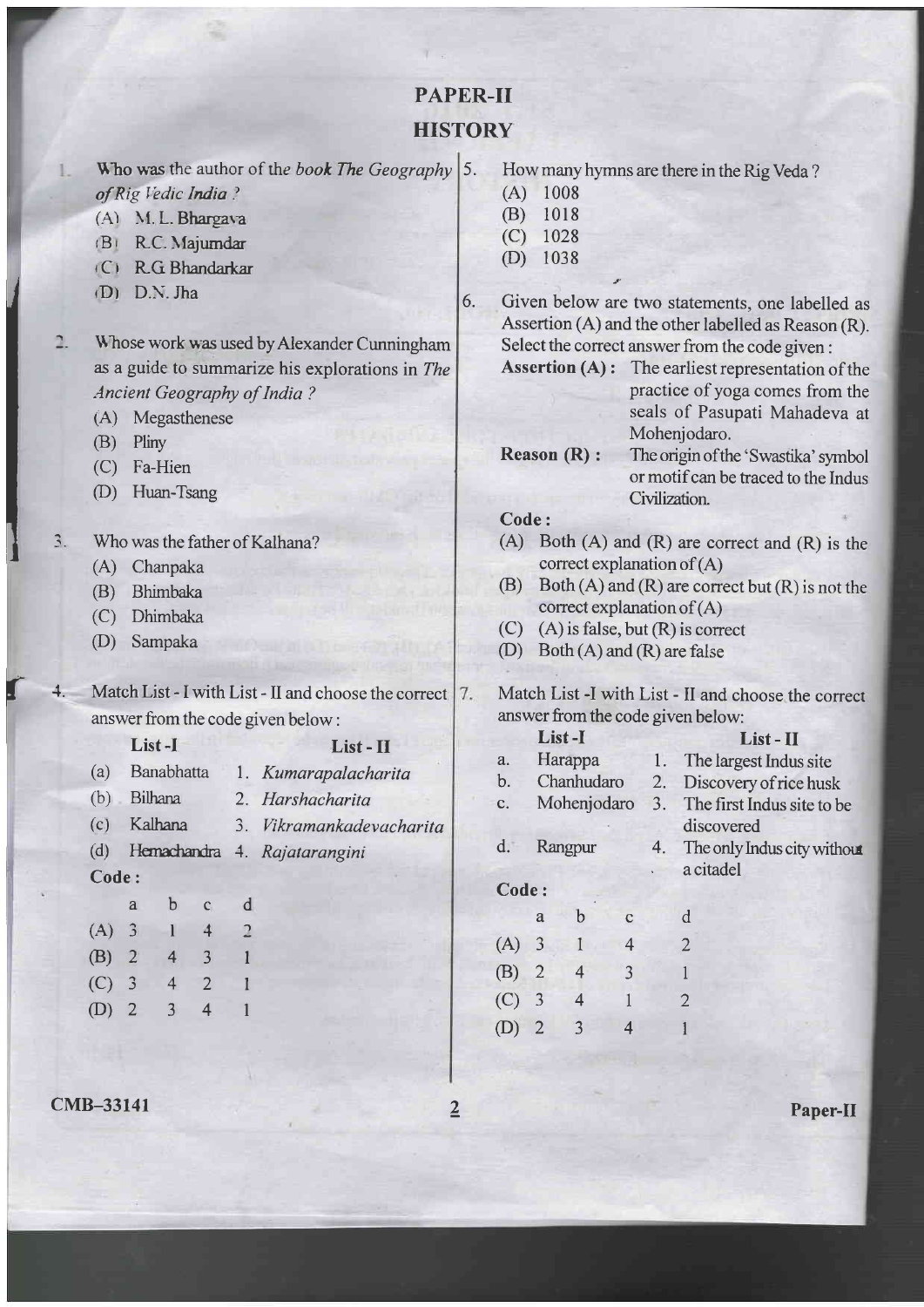# PAPER-II
## HISTORY

1. Who was the author of the book *The Geography of Rig Vedic India* ?
   (A) M. L. Bhargava
   (B) R.C. Majumdar
   (C) R.G. Bhandarkar
   (D) D.N. Jha

2. Whose work was used by Alexander Cunningham as a guide to summarize his explorations in *The Ancient Geography of India* ?
   (A) Megasthenese
   (B) Pliny
   (C) Fa-Hien
   (D) Huan-Tsang

3. Who was the father of Kalhana?
   (A) Chanpaka
   (B) Bhimbaka
   (C) Dhimbaka
   (D) Sampaka

4. Match List - I with List - II and choose the correct answer from the code given below :

| | List -I | | List - II |
|---|---|---|---|
| (a) | Banabhatta | 1. | *Kumarapalacharita* |
| (b) | Bilhana | 2. | *Harshacharita* |
| (c) | Kalhana | 3. | *Vikramankadevacharita* |
| (d) | Hemachandra | 4. | *Rajatarangini* |

**Code :**

| | a | b | c | d |
|---|---|---|---|---|
| (A) | 3 | 1 | 4 | 2 |
| (B) | 2 | 4 | 3 | 1 |
| (C) | 3 | 4 | 2 | 1 |
| (D) | 2 | 3 | 4 | 1 |

5. How many hymns are there in the Rig Veda ?
   (A) 1008
   (B) 1018
   (C) 1028
   (D) 1038

6. Given below are two statements, one labelled as Assertion (A) and the other labelled as Reason (R). Select the correct answer from the code given :

   **Assertion (A) :** The earliest representation of the practice of yoga comes from the seals of Pasupati Mahadeva at Mohenjodaro.

   **Reason (R) :** The origin of the 'Swastika' symbol or motif can be traced to the Indus Civilization.

   **Code :**
   (A) Both (A) and (R) are correct and (R) is the correct explanation of (A)
   (B) Both (A) and (R) are correct but (R) is not the correct explanation of (A)
   (C) (A) is false, but (R) is correct
   (D) Both (A) and (R) are false

7. Match List -I with List - II and choose the correct answer from the code given below:

| | List -I | | List - II |
|---|---|---|---|
| a. | Harappa | 1. | The largest Indus site |
| b. | Chanhudaro | 2. | Discovery of rice husk |
| c. | Mohenjodaro | 3. | The first Indus site to be discovered |
| d. | Rangpur | 4. | The only Indus city without a citadel |

**Code :**

| | a | b | c | d |
|---|---|---|---|---|
| (A) | 3 | 1 | 4 | 2 |
| (B) | 2 | 4 | 3 | 1 |
| (C) | 3 | 4 | 1 | 2 |
| (D) | 2 | 3 | 4 | 1 |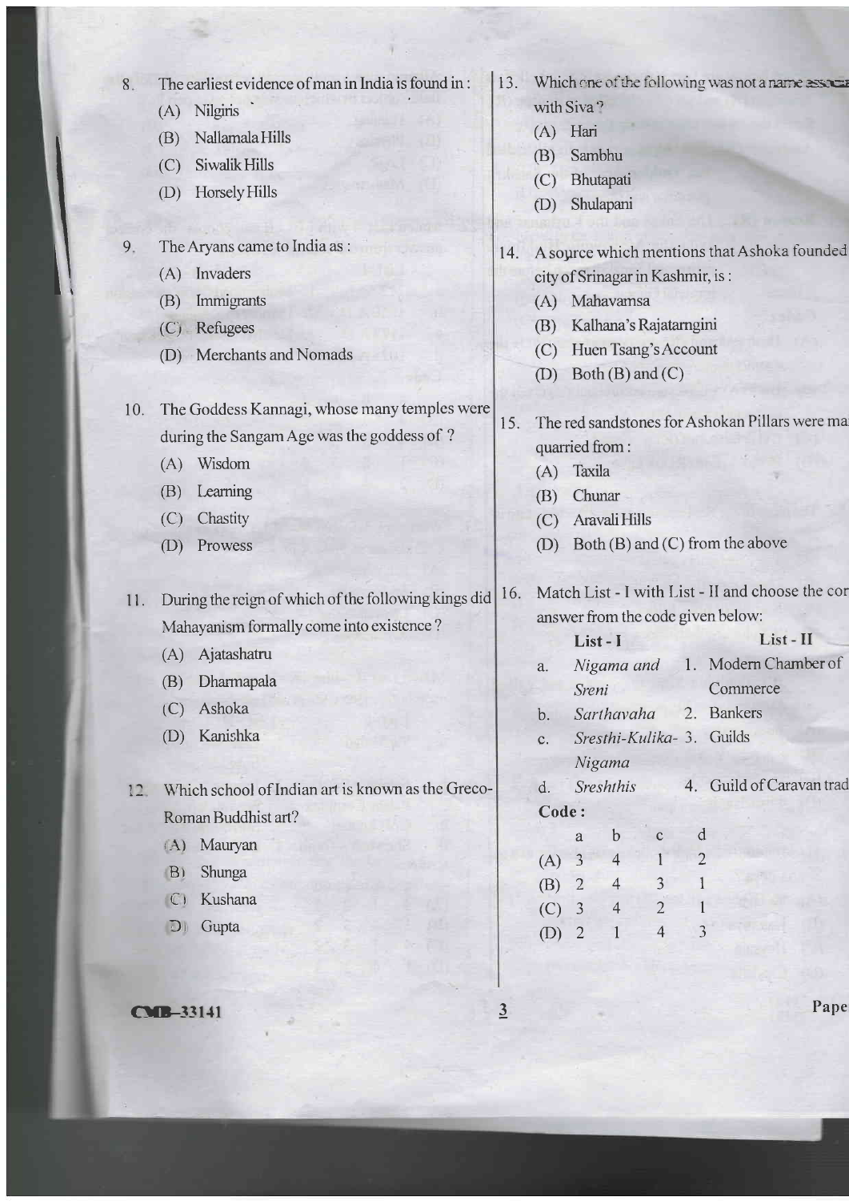8. The earliest evidence of man in India is found in :
   (A) Nilgiris
   (B) Nallamala Hills
   (C) Siwalik Hills
   (D) Horsely Hills

9. The Aryans came to India as :
   (A) Invaders
   (B) Immigrants
   (C) Refugees
   (D) Merchants and Nomads

10. The Goddess Kannagi, whose many temples were during the Sangam Age was the goddess of ?
    (A) Wisdom
    (B) Learning
    (C) Chastity
    (D) Prowess

11. During the reign of which of the following kings did Mahayanism formally come into existence ?
    (A) Ajatashatru
    (B) Dharmapala
    (C) Ashoka
    (D) Kanishka

12. Which school of Indian art is known as the Greco-Roman Buddhist art?
    (A) Mauryan
    (B) Shunga
    (C) Kushana
    (D) Gupta

13. Which one of the following was not a name associa with Siva ?
    (A) Hari
    (B) Sambhu
    (C) Bhutapati
    (D) Shulapani

14. A source which mentions that Ashoka founded city of Srinagar in Kashmir, is :
    (A) Mahavamsa
    (B) Kalhana's Rajatarngini
    (C) Huen Tsang's Account
    (D) Both (B) and (C)

15. The red sandstones for Ashokan Pillars were ma quarried from :
    (A) Taxila
    (B) Chunar
    (C) Aravali Hills
    (D) Both (B) and (C) from the above

16. Match List - I with List - II and choose the cor answer from the code given below:

| | List - I | | List - II |
|---|---|---|---|
| a. | *Nigama and Sreni* | 1. | Modern Chamber of Commerce |
| b. | *Sarthavaha* | 2. | Bankers |
| c. | *Sresthi-Kulika-Nigama* | 3. | Guilds |
| d. | *Sreshthis* | 4. | Guild of Caravan trad |

**Code :**

| | a | b | c | d |
|---|---|---|---|---|
| (A) | 3 | 4 | 1 | 2 |
| (B) | 2 | 4 | 3 | 1 |
| (C) | 3 | 4 | 2 | 1 |
| (D) | 2 | 1 | 4 | 3 |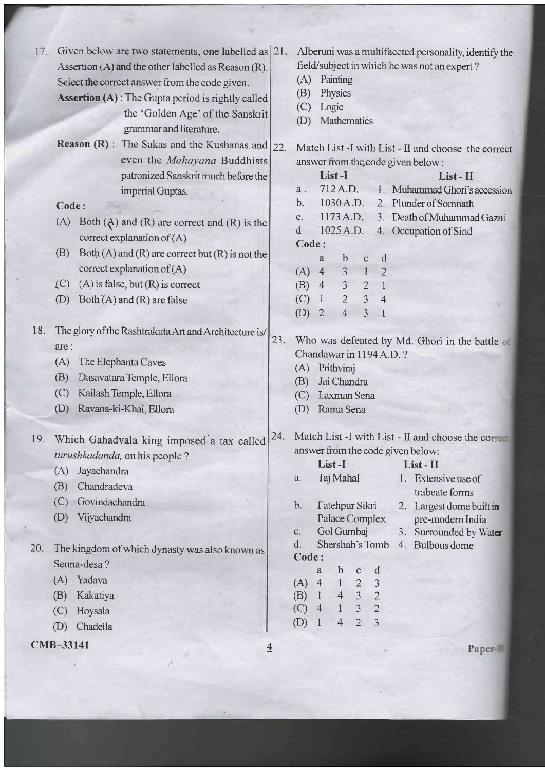17. Given below are two statements, one labelled as Assertion (A) and the other labelled as Reason (R). Select the correct answer from the code given.

**Assertion (A) :** The Gupta period is rightly called the 'Golden Age' of the Sanskrit grammar and literature.

**Reason (R) :** The Sakas and the Kushanas and even the *Mahayana* Buddhists patronized Sanskrit much before the imperial Guptas.

**Code :**

(A) Both (A) and (R) are correct and (R) is the correct explanation of (A)

(B) Both (A) and (R) are correct but (R) is not the correct explanation of (A)

(C) (A) is false, but (R) is correct

(D) Both (A) and (R) are false

18. The glory of the Rashtrakuta Art and Architecture is/are :

(A) The Elephanta Caves

(B) Dasavatara Temple, Ellora

(C) Kailash Temple, Ellora

(D) Ravana-ki-Khai, Ellora

19. Which Gahadvala king imposed a tax called *turushkadanda,* on his people ?

(A) Jayachandra

(B) Chandradeva

(C) Govindachandra

(D) Vijyachandra

20. The kingdom of which dynasty was also known as Seuna-desa ?

(A) Yadava

(B) Kakatiya

(C) Hoysala

(D) Chadella

21. Alberuni was a multifaceted personality, identify the field/subject in which he was not an expert ?

(A) Painting

(B) Physics

(C) Logic

(D) Mathematics

22. Match List -I with List - II and choose the correct answer from the code given below :

| | List -I | | List - II |
|---|---|---|---|
| a. | 712 A.D. | 1. | Muhammad Ghori's accession |
| b. | 1030 A.D. | 2. | Plunder of Somnath |
| c. | 1173 A.D. | 3. | Death of Muhammad Gazni |
| d | 1025 A.D. | 4. | Occupation of Sind |

**Code :**

| | a | b | c | d |
|---|---|---|---|---|
| (A) | 4 | 3 | 1 | 2 |
| (B) | 4 | 3 | 2 | 1 |
| (C) | 1 | 2 | 3 | 4 |
| (D) | 2 | 4 | 3 | 1 |

23. Who was defeated by Md. Ghori in the battle of Chandawar in 1194 A.D. ?

(A) Prithviraj

(B) Jai Chandra

(C) Laxman Sena

(D) Rama Sena

24. Match List -I with List - II and choose the correct answer from the code given below:

| | List -I | | List - II |
|---|---|---|---|
| a. | Taj Mahal | 1. | Extensive use of trabeate forms |
| b. | Fatehpur Sikri Palace Complex | 2. | Largest dome built in pre-modern India |
| c. | Gol Gumbaj | 3. | Surrounded by Water |
| d. | Shershah's Tomb | 4. | Bulbous dome |

**Code :**

| | a | b | c | d |
|---|---|---|---|---|
| (A) | 4 | 1 | 2 | 3 |
| (B) | 1 | 4 | 3 | 2 |
| (C) | 4 | 1 | 3 | 2 |
| (D) | 1 | 4 | 2 | 3 |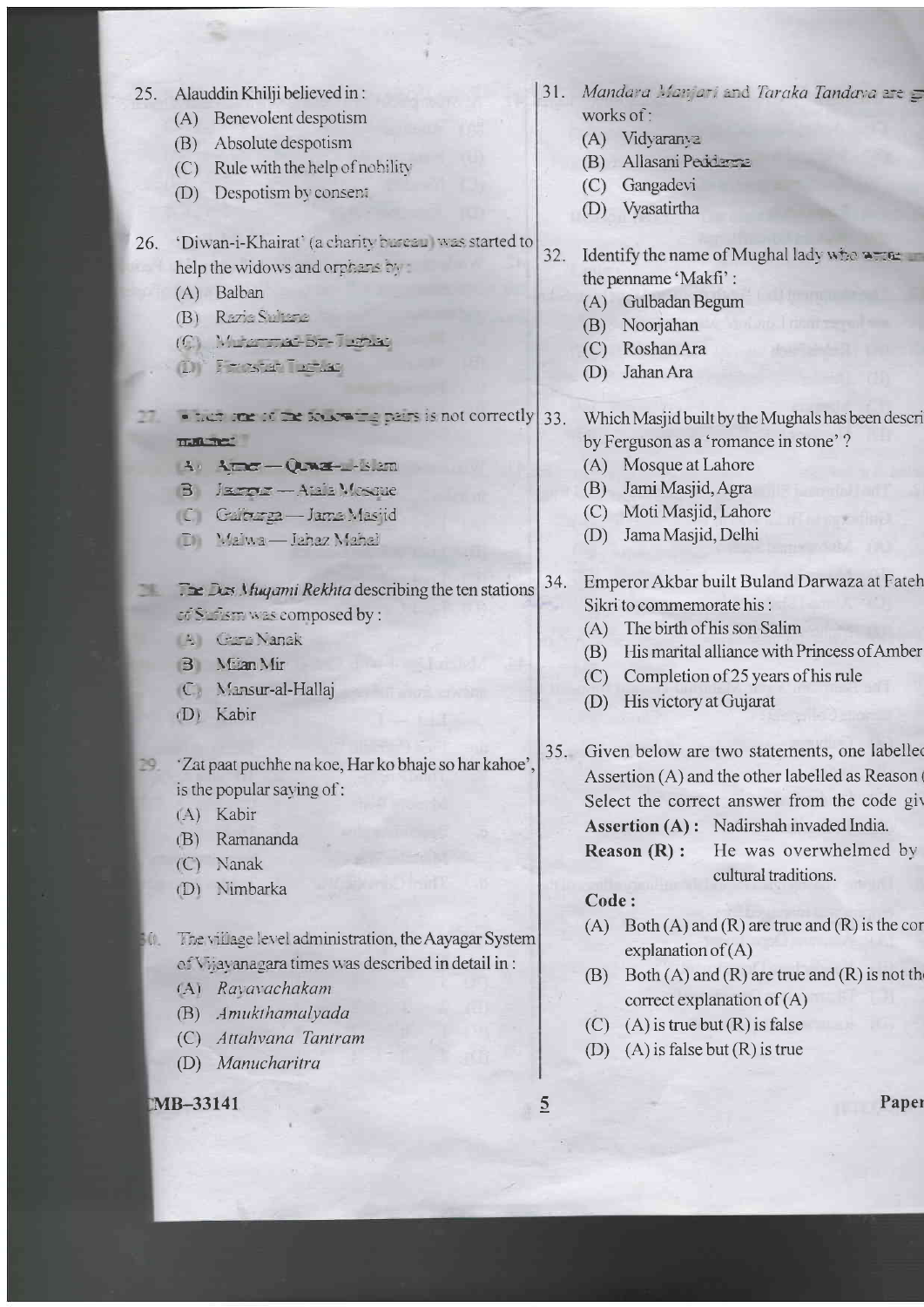25. Alauddin Khilji believed in :
   (A) Benevolent despotism
   (B) Absolute despotism
   (C) Rule with the help of nobility
   (D) Despotism by consent

26. 'Diwan-i-Khairat' (a charity bureau) was started to help the widows and orphans by :
   (A) Balban
   (B) Razia Sultana
   (C) Muhammad-Bin-Tughlaq
   (D) Firozshah Tughlaq

27. Which one of the following pairs is not correctly matched ?
   (A) Ajmer — Quwat-ul-Islam
   (B) Jaunpur — Atala Mosque
   (C) Gulbarga — Jama Masjid
   (D) Malwa — Jahaz Mahal

28. The *Das Muqami Rekhta* describing the ten stations of Sufism was composed by :
   (A) Guru Nanak
   (B) Mian Mir
   (C) Mansur-al-Hallaj
   (D) Kabir

29. 'Zat paat puchhe na koe, Har ko bhaje so har kahoe', is the popular saying of :
   (A) Kabir
   (B) Ramananda
   (C) Nanak
   (D) Nimbarka

30. The village level administration, the Aayagar System of Vijayanagara times was described in detail in :
   (A) *Rayavachakam*
   (B) *Amukthamalyada*
   (C) *Attahvana Tantram*
   (D) *Manucharitra*

31. *Mandara Manjari* and *Taraka Tandava* are works of :
   (A) Vidyaranya
   (B) Allasani Peddanna
   (C) Gangadevi
   (D) Vyasatirtha

32. Identify the name of Mughal lady who wrote under the penname 'Makfi' :
   (A) Gulbadan Begum
   (B) Noorjahan
   (C) Roshan Ara
   (D) Jahan Ara

33. Which Masjid built by the Mughals has been described by Ferguson as a 'romance in stone' ?
   (A) Mosque at Lahore
   (B) Jami Masjid, Agra
   (C) Moti Masjid, Lahore
   (D) Jama Masjid, Delhi

34. Emperor Akbar built Buland Darwaza at Fatehpur Sikri to commemorate his :
   (A) The birth of his son Salim
   (B) His marital alliance with Princess of Amber
   (C) Completion of 25 years of his rule
   (D) His victory at Gujarat

35. Given below are two statements, one labelled as Assertion (A) and the other labelled as Reason (R). Select the correct answer from the code given :

   **Assertion (A) :** Nadirshah invaded India.

   **Reason (R) :** He was overwhelmed by cultural traditions.

   **Code :**
   (A) Both (A) and (R) are true and (R) is the correct explanation of (A)
   (B) Both (A) and (R) are true and (R) is not the correct explanation of (A)
   (C) (A) is true but (R) is false
   (D) (A) is false but (R) is true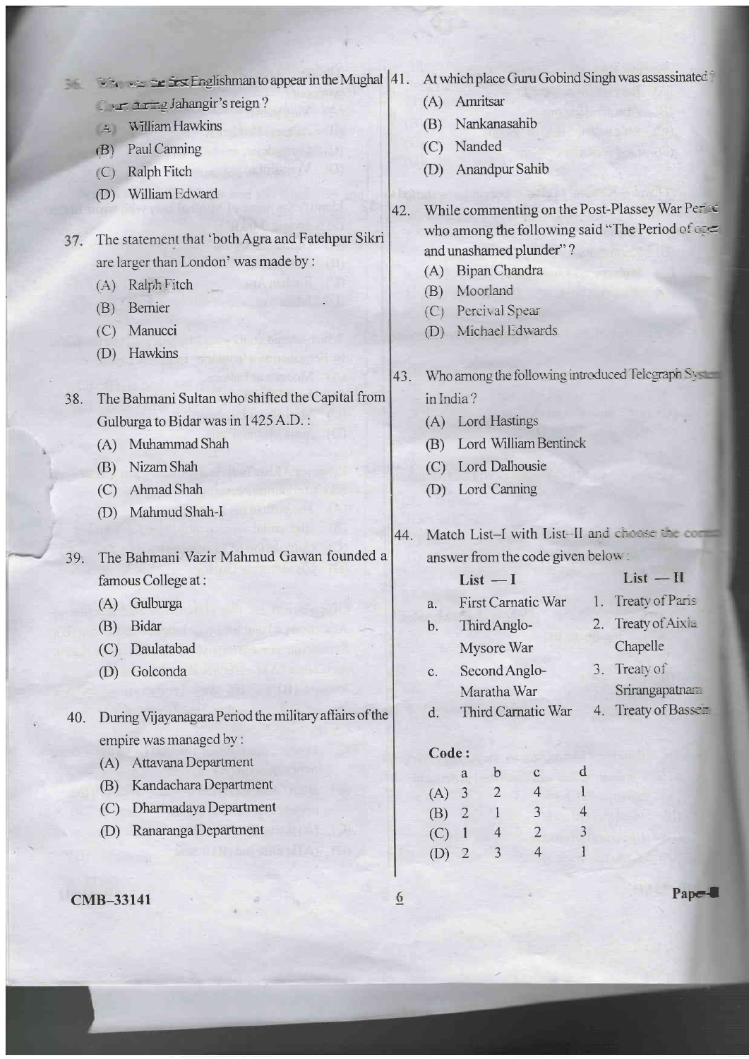36. Who was the first Englishman to appear in the Mughal Court during Jahangir's reign ?
(A) William Hawkins
(B) Paul Canning
(C) Ralph Fitch
(D) William Edward

37. The statement that 'both Agra and Fatehpur Sikri are larger than London' was made by :
(A) Ralph Fitch
(B) Bernier
(C) Manucci
(D) Hawkins

38. The Bahmani Sultan who shifted the Capital from Gulburga to Bidar was in 1425 A.D. :
(A) Muhammad Shah
(B) Nizam Shah
(C) Ahmad Shah
(D) Mahmud Shah-I

39. The Bahmani Vazir Mahmud Gawan founded a famous College at :
(A) Gulburga
(B) Bidar
(C) Daulatabad
(D) Golconda

40. During Vijayanagara Period the military affairs of the empire was managed by :
(A) Attavana Department
(B) Kandachara Department
(C) Dharmadaya Department
(D) Ranaranga Department

41. At which place Guru Gobind Singh was assassinated ?
(A) Amritsar
(B) Nankanasahib
(C) Nanded
(D) Anandpur Sahib

42. While commenting on the Post-Plassey War Period who among the following said "The Period of open and unashamed plunder" ?
(A) Bipan Chandra
(B) Moorland
(C) Percival Spear
(D) Michael Edwards

43. Who among the following introduced Telegraph System in India ?
(A) Lord Hastings
(B) Lord William Bentinck
(C) Lord Dalhousie
(D) Lord Canning

44. Match List–I with List–II and choose the correct answer from the code given below :

| | List — I | | List — II |
|---|---|---|---|
| a. | First Carnatic War | 1. | Treaty of Paris |
| b. | Third Anglo-Mysore War | 2. | Treaty of Aixla Chapelle |
| c. | Second Anglo-Maratha War | 3. | Treaty of Srirangapatnam |
| d. | Third Carnatic War | 4. | Treaty of Bassein |

**Code :**

| | a | b | c | d |
|---|---|---|---|---|
| (A) | 3 | 2 | 4 | 1 |
| (B) | 2 | 1 | 3 | 4 |
| (C) | 1 | 4 | 2 | 3 |
| (D) | 2 | 3 | 4 | 1 |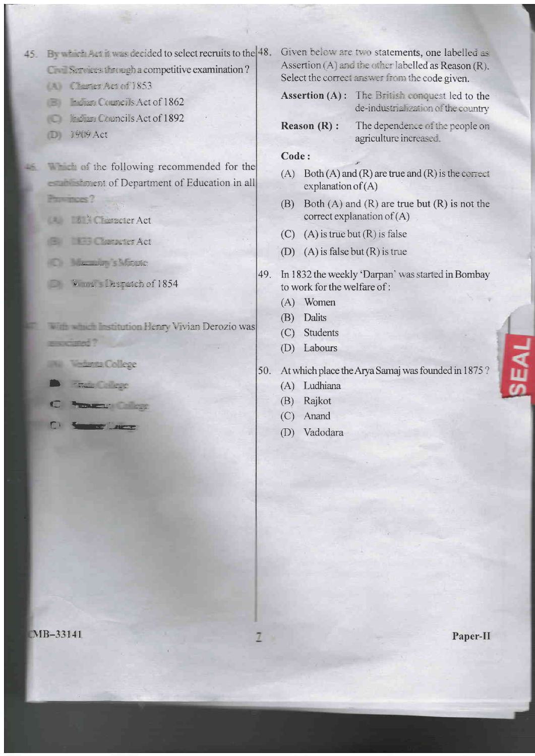45. By which Act it was decided to select recruits to the Civil Services through a competitive examination ?
    (A) Charter Act of 1853
    (B) Indian Councils Act of 1862
    (C) Indian Councils Act of 1892
    (D) 1909 Act

46. Which of the following recommended for the establishment of Department of Education in all Provinces ?
    (A) 1813 Character Act
    (B) 1833 Character Act
    (C) Macaulay's Minute
    (D) Wood's Despatch of 1854

47. With which Institution Henry Vivian Derozio was associated ?
    (A) Vedanta College
    (B) Hindu College
    (C) Presidency College
    (D) Scottish College

48. Given below are two statements, one labelled as Assertion (A) and the other labelled as Reason (R). Select the correct answer from the code given.

    **Assertion (A) :** The British conquest led to the de-industrialization of the country

    **Reason (R) :** The dependence of the people on agriculture increased.

    **Code :**
    (A) Both (A) and (R) are true and (R) is the correct explanation of (A)
    (B) Both (A) and (R) are true but (R) is not the correct explanation of (A)
    (C) (A) is true but (R) is false
    (D) (A) is false but (R) is true

49. In 1832 the weekly 'Darpan' was started in Bombay to work for the welfare of :
    (A) Women
    (B) Dalits
    (C) Students
    (D) Labours

50. At which place the Arya Samaj was founded in 1875 ?
    (A) Ludhiana
    (B) Rajkot
    (C) Anand
    (D) Vadodara

MB-33141

Paper-II